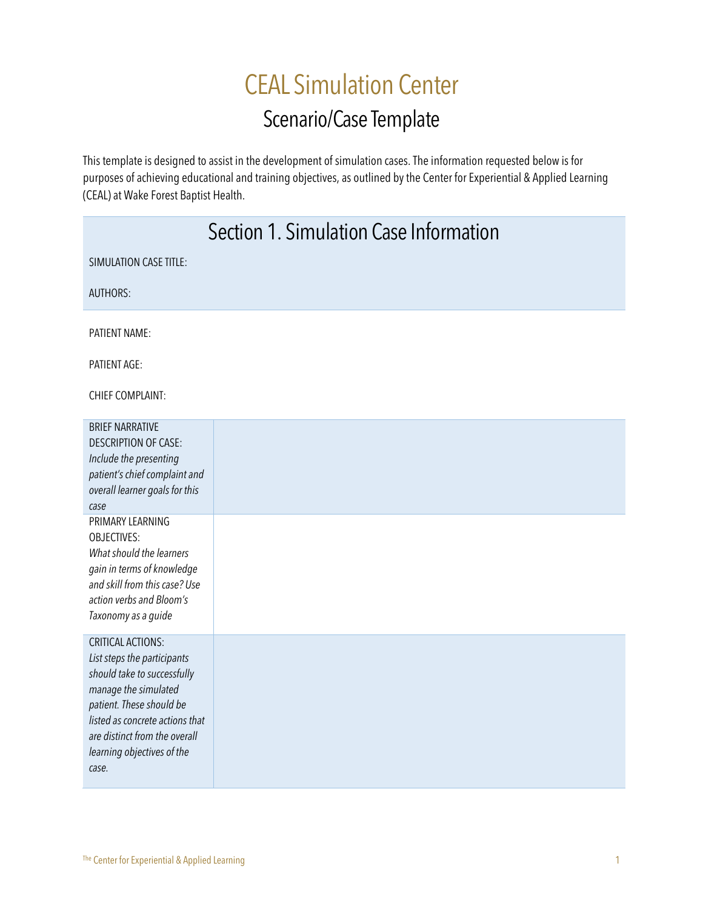# CEAL Simulation Center

## Scenario/Case Template

This template is designed to assist in the development of simulation cases. The information requested below is for purposes of achieving educational and training objectives, as outlined by the Center for Experiential & Applied Learning (CEAL) at Wake Forest Baptist Health.

## Section 1. Simulation Case Information

SIMULATION CASE TITLE:

AUTHORS:

PATIENT NAME:

PATIENT AGE:

CHIEF COMPLAINT:

| | |
|---|---|
| BRIEF NARRATIVE DESCRIPTION OF CASE: *Include the presenting patient's chief complaint and overall learner goals for this case* | |
| PRIMARY LEARNING OBJECTIVES: *What should the learners gain in terms of knowledge and skill from this case? Use action verbs and Bloom's Taxonomy as a guide* | |
| CRITICAL ACTIONS: *List steps the participants should take to successfully manage the simulated patient. These should be listed as concrete actions that are distinct from the overall learning objectives of the case.* | |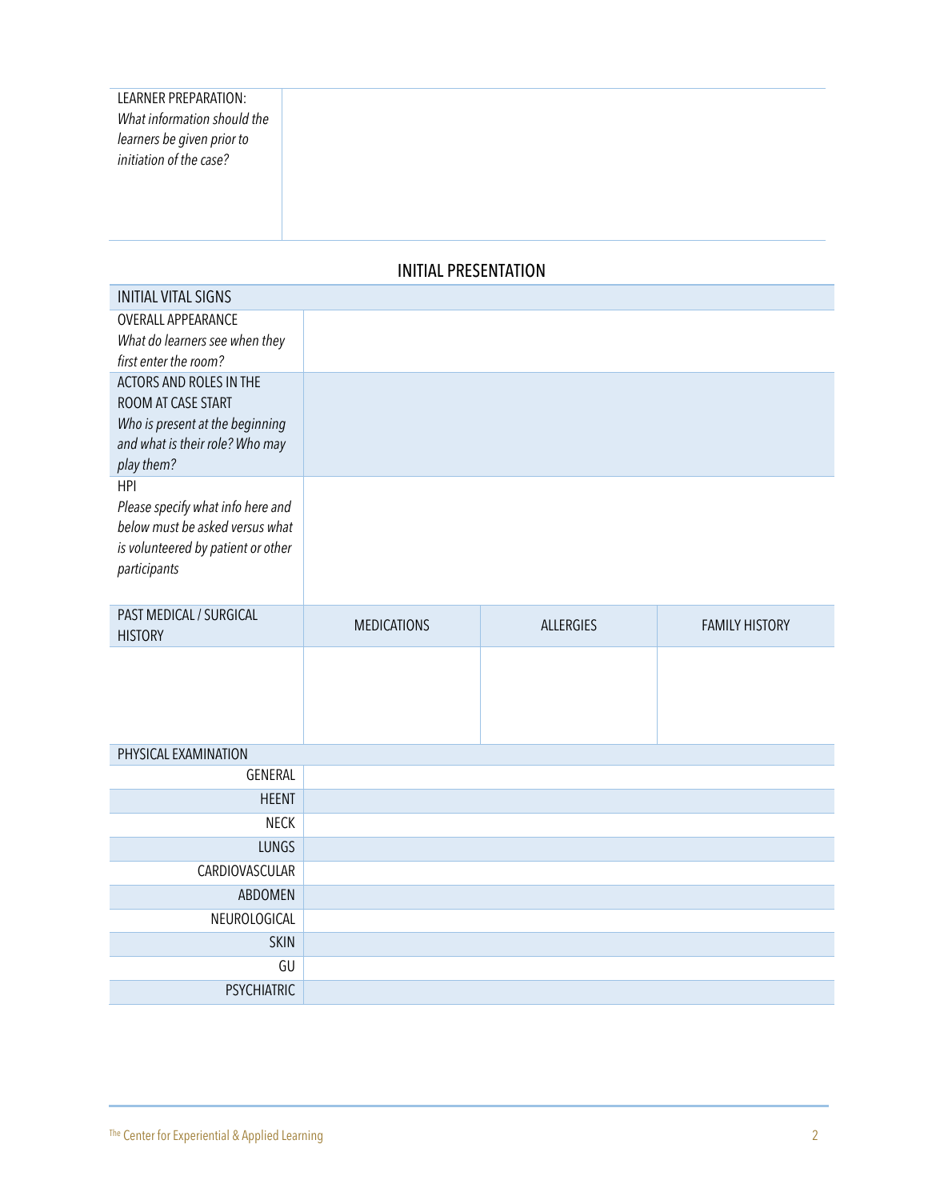| LEARNER PREPARATION: *What information should the learners be given prior to initiation of the case?* | |
|---|---|

## INITIAL PRESENTATION

| INITIAL VITAL SIGNS | |
|---|---|
| OVERALL APPEARANCE *What do learners see when they first enter the room?* | |
| ACTORS AND ROLES IN THE ROOM AT CASE START *Who is present at the beginning and what is their role? Who may play them?* | |
| HPI *Please specify what info here and below must be asked versus what is volunteered by patient or other participants* | |

| PAST MEDICAL / SURGICAL HISTORY | MEDICATIONS | ALLERGIES | FAMILY HISTORY |
|---|---|---|---|
| | | | |

| PHYSICAL EXAMINATION | |
|---|---|
| GENERAL | |
| HEENT | |
| NECK | |
| LUNGS | |
| CARDIOVASCULAR | |
| ABDOMEN | |
| NEUROLOGICAL | |
| SKIN | |
| GU | |
| PSYCHIATRIC | |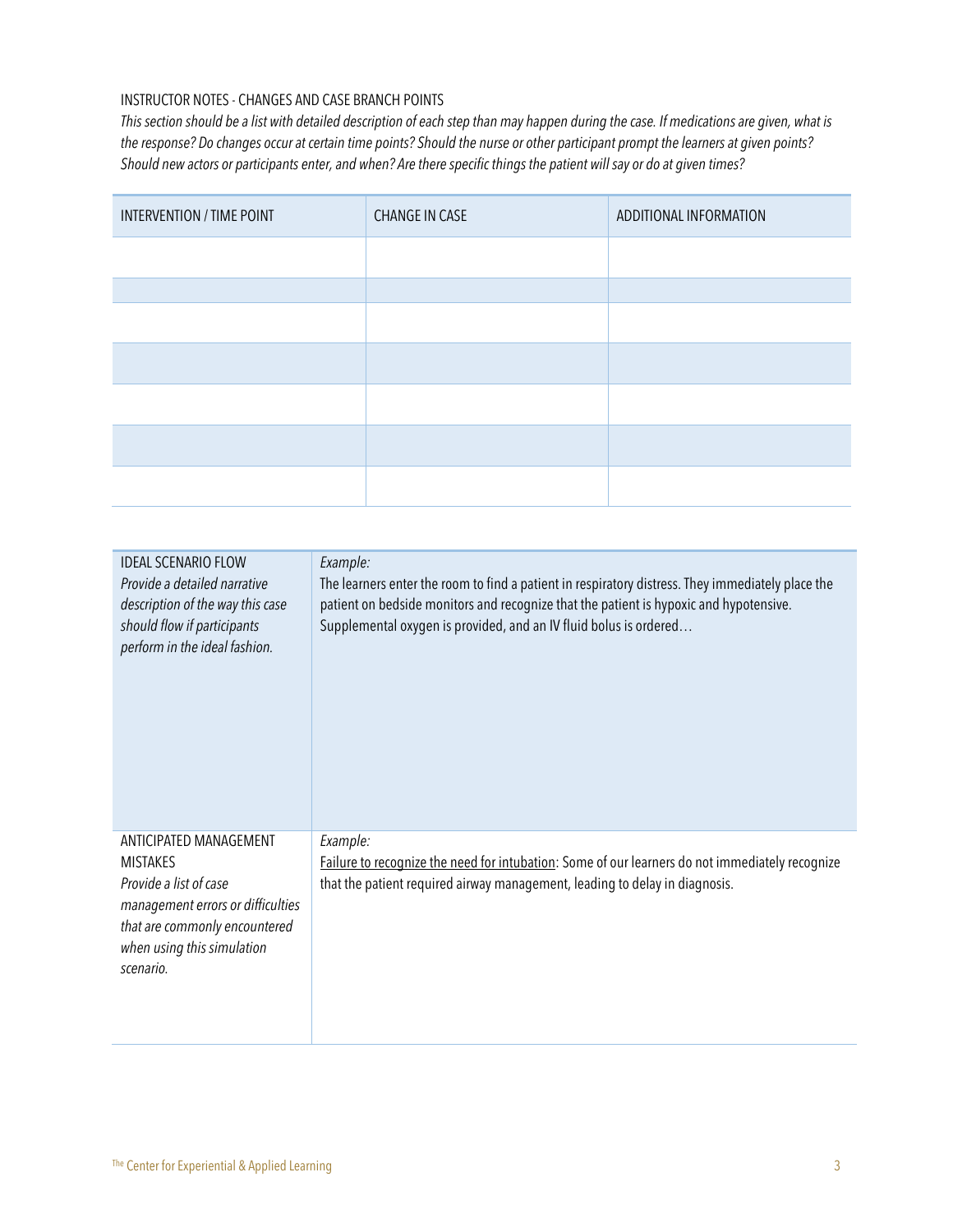INSTRUCTOR NOTES - CHANGES AND CASE BRANCH POINTS

*This section should be a list with detailed description of each step than may happen during the case. If medications are given, what is the response? Do changes occur at certain time points? Should the nurse or other participant prompt the learners at given points? Should new actors or participants enter, and when? Are there specific things the patient will say or do at given times?*

| INTERVENTION / TIME POINT | CHANGE IN CASE | ADDITIONAL INFORMATION |
| --- | --- | --- |
| | | |
| | | |
| | | |
| | | |
| | | |
| | | |
| | | |

| | |
| --- | --- |
| IDEAL SCENARIO FLOW<br>*Provide a detailed narrative description of the way this case should flow if participants perform in the ideal fashion.* | *Example:*<br>The learners enter the room to find a patient in respiratory distress. They immediately place the patient on bedside monitors and recognize that the patient is hypoxic and hypotensive. Supplemental oxygen is provided, and an IV fluid bolus is ordered… |
| ANTICIPATED MANAGEMENT MISTAKES<br>*Provide a list of case management errors or difficulties that are commonly encountered when using this simulation scenario.* | *Example:*<br><u>Failure to recognize the need for intubation</u>: Some of our learners do not immediately recognize that the patient required airway management, leading to delay in diagnosis. |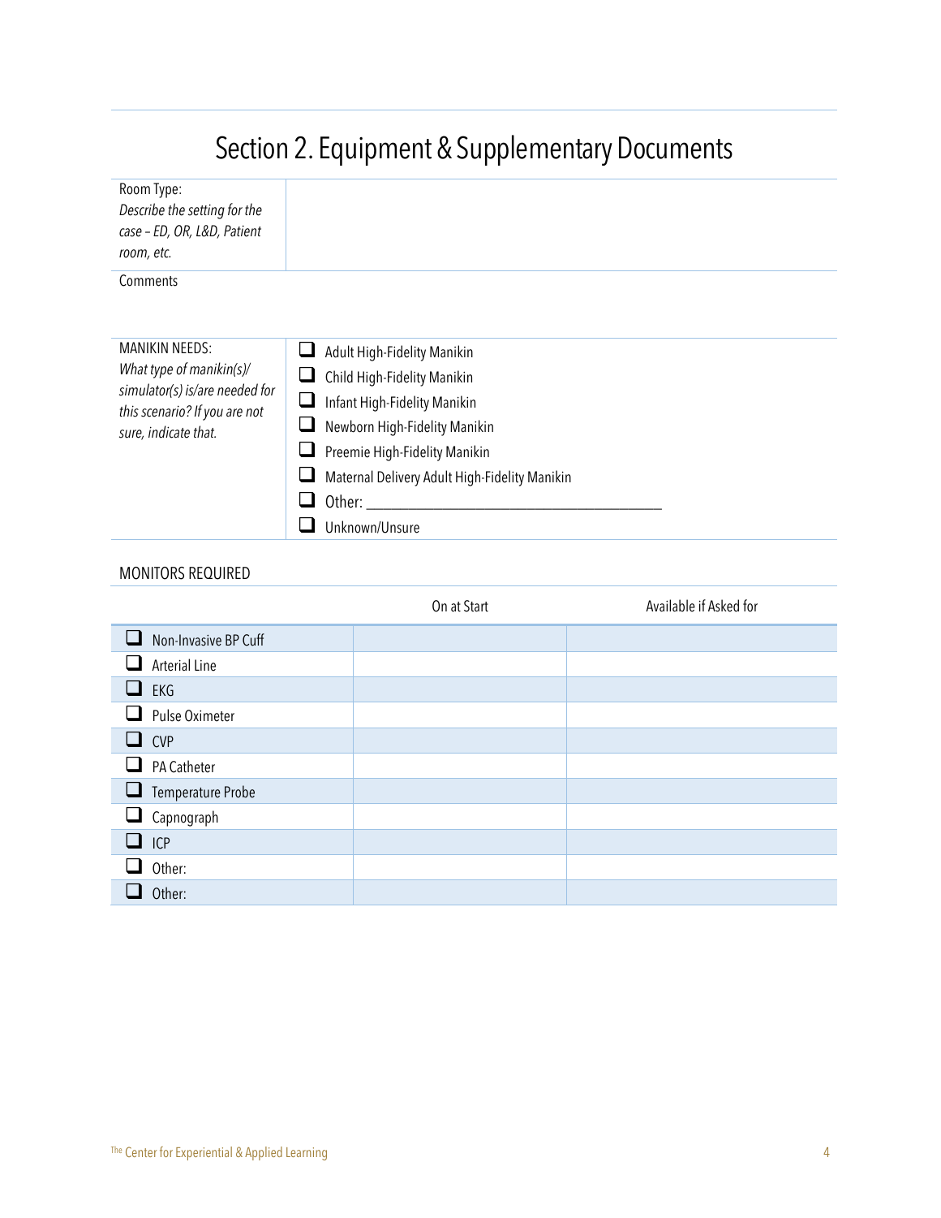# Section 2. Equipment & Supplementary Documents

| Room Type: *Describe the setting for the case – ED, OR, L&D, Patient room, etc.* | |
|---|---|

Comments

| MANIKIN NEEDS: *What type of manikin(s)/ simulator(s) is/are needed for this scenario? If you are not sure, indicate that.* | ☐ Adult High-Fidelity Manikin<br>☐ Child High-Fidelity Manikin<br>☐ Infant High-Fidelity Manikin<br>☐ Newborn High-Fidelity Manikin<br>☐ Preemie High-Fidelity Manikin<br>☐ Maternal Delivery Adult High-Fidelity Manikin<br>☐ Other: ______________________________________<br>☐ Unknown/Unsure |
|---|---|

MONITORS REQUIRED

| | On at Start | Available if Asked for |
|---|---|---|
| ☐ Non-Invasive BP Cuff | | |
| ☐ Arterial Line | | |
| ☐ EKG | | |
| ☐ Pulse Oximeter | | |
| ☐ CVP | | |
| ☐ PA Catheter | | |
| ☐ Temperature Probe | | |
| ☐ Capnograph | | |
| ☐ ICP | | |
| ☐ Other: | | |
| ☐ Other: | | |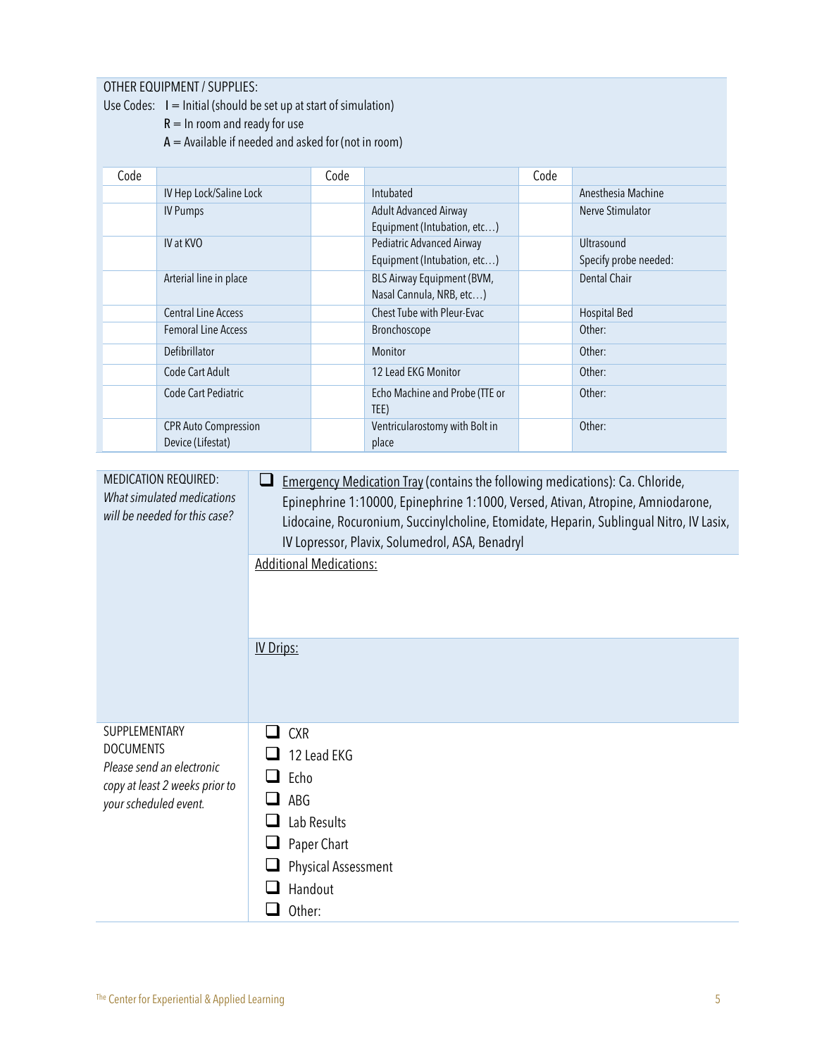OTHER EQUIPMENT / SUPPLIES:

Use Codes: I = Initial (should be set up at start of simulation)
R = In room and ready for use
A = Available if needed and asked for (not in room)

| Code | | Code | | Code | |
|---|---|---|---|---|---|
| | IV Hep Lock/Saline Lock | | Intubated | | Anesthesia Machine |
| | IV Pumps | | Adult Advanced Airway Equipment (Intubation, etc…) | | Nerve Stimulator |
| | IV at KVO | | Pediatric Advanced Airway Equipment (Intubation, etc…) | | Ultrasound Specify probe needed: |
| | Arterial line in place | | BLS Airway Equipment (BVM, Nasal Cannula, NRB, etc…) | | Dental Chair |
| | Central Line Access | | Chest Tube with Pleur-Evac | | Hospital Bed |
| | Femoral Line Access | | Bronchoscope | | Other: |
| | Defibrillator | | Monitor | | Other: |
| | Code Cart Adult | | 12 Lead EKG Monitor | | Other: |
| | Code Cart Pediatric | | Echo Machine and Probe (TTE or TEE) | | Other: |
| | CPR Auto Compression Device (Lifestat) | | Ventricularostomy with Bolt in place | | Other: |

| | |
|---|---|
| MEDICATION REQUIRED: *What simulated medications will be needed for this case?* | ❑ Emergency Medication Tray (contains the following medications): Ca. Chloride, Epinephrine 1:10000, Epinephrine 1:1000, Versed, Ativan, Atropine, Amniodarone, Lidocaine, Rocuronium, Succinylcholine, Etomidate, Heparin, Sublingual Nitro, IV Lasix, IV Lopressor, Plavix, Solumedrol, ASA, Benadryl |
| | Additional Medications: |
| | IV Drips: |
| SUPPLEMENTARY DOCUMENTS *Please send an electronic copy at least 2 weeks prior to your scheduled event.* | ❑ CXR<br>❑ 12 Lead EKG<br>❑ Echo<br>❑ ABG<br>❑ Lab Results<br>❑ Paper Chart<br>❑ Physical Assessment<br>❑ Handout<br>❑ Other: |